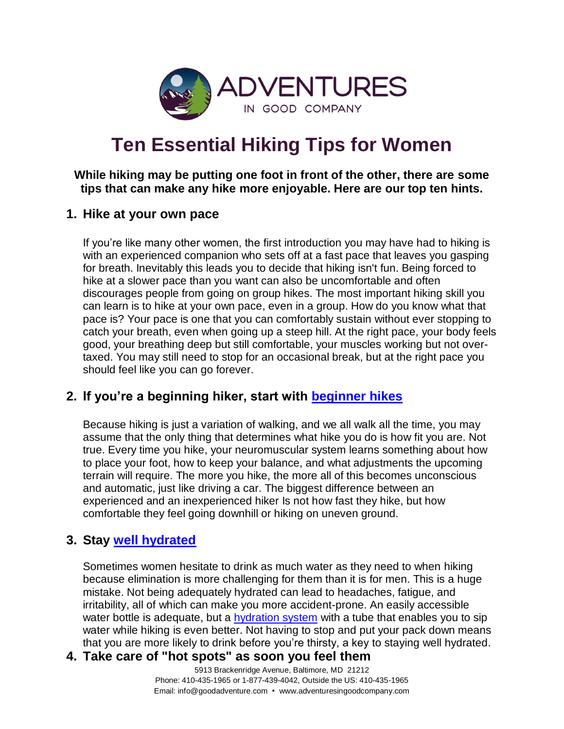ADVENTURES
IN GOOD COMPANY

# Ten Essential Hiking Tips for Women

**While hiking may be putting one foot in front of the other, there are some tips that can make any hike more enjoyable. Here are our top ten hints.**

## 1. Hike at your own pace

If you're like many other women, the first introduction you may have had to hiking is with an experienced companion who sets off at a fast pace that leaves you gasping for breath. Inevitably this leads you to decide that hiking isn't fun. Being forced to hike at a slower pace than you want can also be uncomfortable and often discourages people from going on group hikes. The most important hiking skill you can learn is to hike at your own pace, even in a group. How do you know what that pace is? Your pace is one that you can comfortably sustain without ever stopping to catch your breath, even when going up a steep hill. At the right pace, your body feels good, your breathing deep but still comfortable, your muscles working but not over-taxed. You may still need to stop for an occasional break, but at the right pace you should feel like you can go forever.

## 2. If you're a beginning hiker, start with beginner hikes

Because hiking is just a variation of walking, and we all walk all the time, you may assume that the only thing that determines what hike you do is how fit you are. Not true. Every time you hike, your neuromuscular system learns something about how to place your foot, how to keep your balance, and what adjustments the upcoming terrain will require. The more you hike, the more all of this becomes unconscious and automatic, just like driving a car. The biggest difference between an experienced and an inexperienced hiker Is not how fast they hike, but how comfortable they feel going downhill or hiking on uneven ground.

## 3. Stay well hydrated

Sometimes women hesitate to drink as much water as they need to when hiking because elimination is more challenging for them than it is for men. This is a huge mistake. Not being adequately hydrated can lead to headaches, fatigue, and irritability, all of which can make you more accident-prone. An easily accessible water bottle is adequate, but a hydration system with a tube that enables you to sip water while hiking is even better. Not having to stop and put your pack down means that you are more likely to drink before you're thirsty, a key to staying well hydrated.

## 4. Take care of "hot spots" as soon you feel them

5913 Brackenridge Avenue, Baltimore, MD 21212
Phone: 410-435-1965 or 1-877-439-4042, Outside the US: 410-435-1965
Email: info@goodadventure.com • www.adventuresingoodcompany.com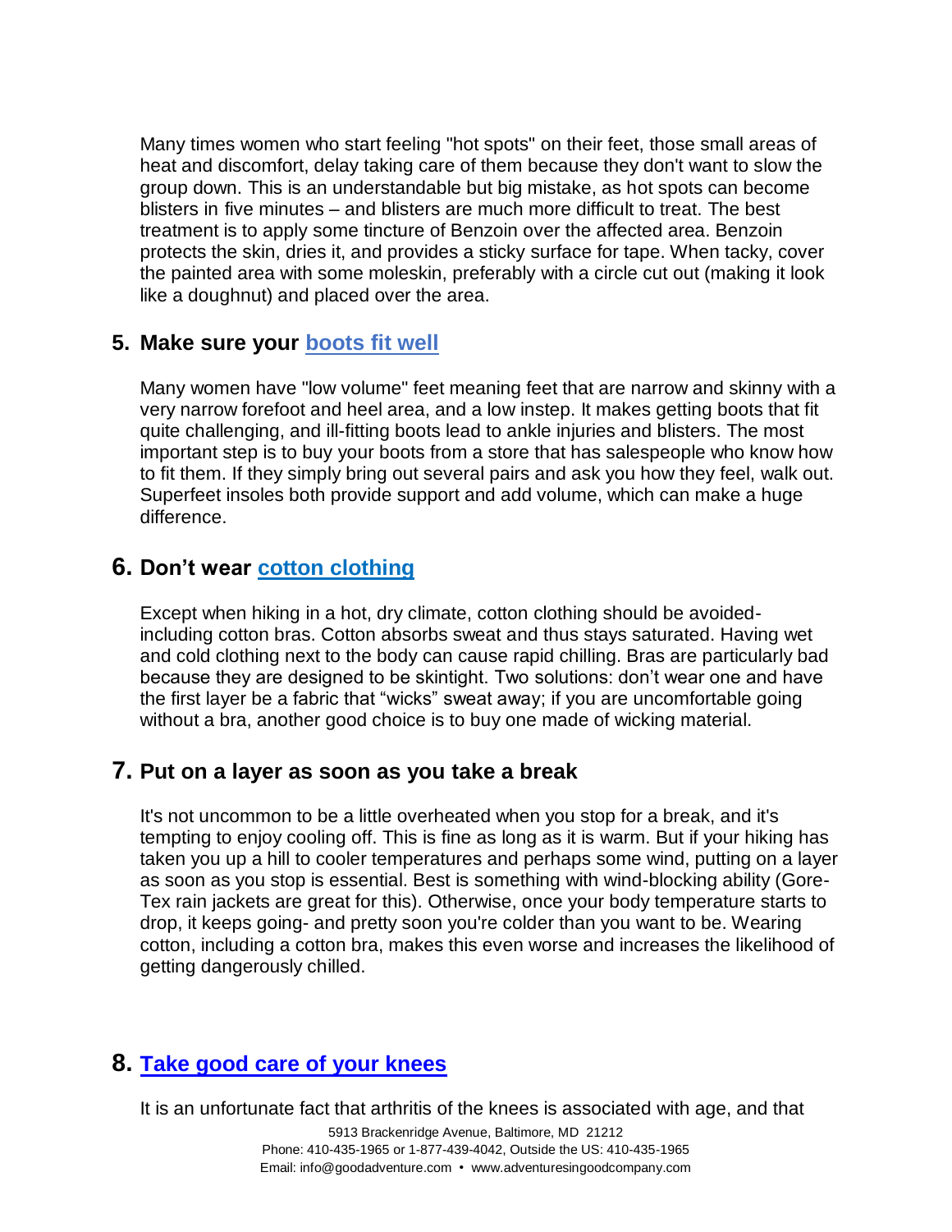Many times women who start feeling "hot spots" on their feet, those small areas of heat and discomfort, delay taking care of them because they don't want to slow the group down. This is an understandable but big mistake, as hot spots can become blisters in five minutes – and blisters are much more difficult to treat. The best treatment is to apply some tincture of Benzoin over the affected area. Benzoin protects the skin, dries it, and provides a sticky surface for tape. When tacky, cover the painted area with some moleskin, preferably with a circle cut out (making it look like a doughnut) and placed over the area.

## 5. Make sure your [boots fit well]

Many women have "low volume" feet meaning feet that are narrow and skinny with a very narrow forefoot and heel area, and a low instep. It makes getting boots that fit quite challenging, and ill-fitting boots lead to ankle injuries and blisters. The most important step is to buy your boots from a store that has salespeople who know how to fit them. If they simply bring out several pairs and ask you how they feel, walk out. Superfeet insoles both provide support and add volume, which can make a huge difference.

## 6. Don't wear [cotton clothing]

Except when hiking in a hot, dry climate, cotton clothing should be avoided-including cotton bras. Cotton absorbs sweat and thus stays saturated. Having wet and cold clothing next to the body can cause rapid chilling. Bras are particularly bad because they are designed to be skintight. Two solutions: don't wear one and have the first layer be a fabric that "wicks" sweat away; if you are uncomfortable going without a bra, another good choice is to buy one made of wicking material.

## 7. Put on a layer as soon as you take a break

It's not uncommon to be a little overheated when you stop for a break, and it's tempting to enjoy cooling off. This is fine as long as it is warm. But if your hiking has taken you up a hill to cooler temperatures and perhaps some wind, putting on a layer as soon as you stop is essential. Best is something with wind-blocking ability (Gore-Tex rain jackets are great for this). Otherwise, once your body temperature starts to drop, it keeps going- and pretty soon you're colder than you want to be. Wearing cotton, including a cotton bra, makes this even worse and increases the likelihood of getting dangerously chilled.

## 8. [Take good care of your knees]

It is an unfortunate fact that arthritis of the knees is associated with age, and that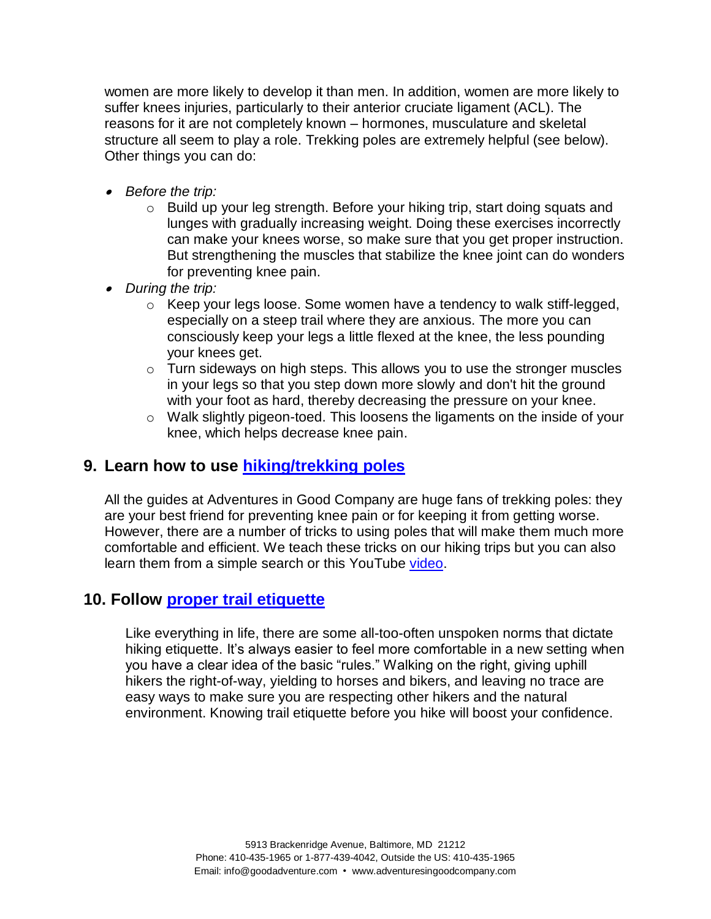women are more likely to develop it than men. In addition, women are more likely to suffer knees injuries, particularly to their anterior cruciate ligament (ACL). The reasons for it are not completely known – hormones, musculature and skeletal structure all seem to play a role. Trekking poles are extremely helpful (see below). Other things you can do:

- *Before the trip:*
    - Build up your leg strength. Before your hiking trip, start doing squats and lunges with gradually increasing weight. Doing these exercises incorrectly can make your knees worse, so make sure that you get proper instruction. But strengthening the muscles that stabilize the knee joint can do wonders for preventing knee pain.
- *During the trip:*
    - Keep your legs loose. Some women have a tendency to walk stiff-legged, especially on a steep trail where they are anxious. The more you can consciously keep your legs a little flexed at the knee, the less pounding your knees get.
    - Turn sideways on high steps. This allows you to use the stronger muscles in your legs so that you step down more slowly and don't hit the ground with your foot as hard, thereby decreasing the pressure on your knee.
    - Walk slightly pigeon-toed. This loosens the ligaments on the inside of your knee, which helps decrease knee pain.

## 9. Learn how to use hiking/trekking poles

All the guides at Adventures in Good Company are huge fans of trekking poles: they are your best friend for preventing knee pain or for keeping it from getting worse. However, there are a number of tricks to using poles that will make them much more comfortable and efficient. We teach these tricks on our hiking trips but you can also learn them from a simple search or this YouTube video.

## 10. Follow proper trail etiquette

Like everything in life, there are some all-too-often unspoken norms that dictate hiking etiquette. It's always easier to feel more comfortable in a new setting when you have a clear idea of the basic "rules." Walking on the right, giving uphill hikers the right-of-way, yielding to horses and bikers, and leaving no trace are easy ways to make sure you are respecting other hikers and the natural environment. Knowing trail etiquette before you hike will boost your confidence.